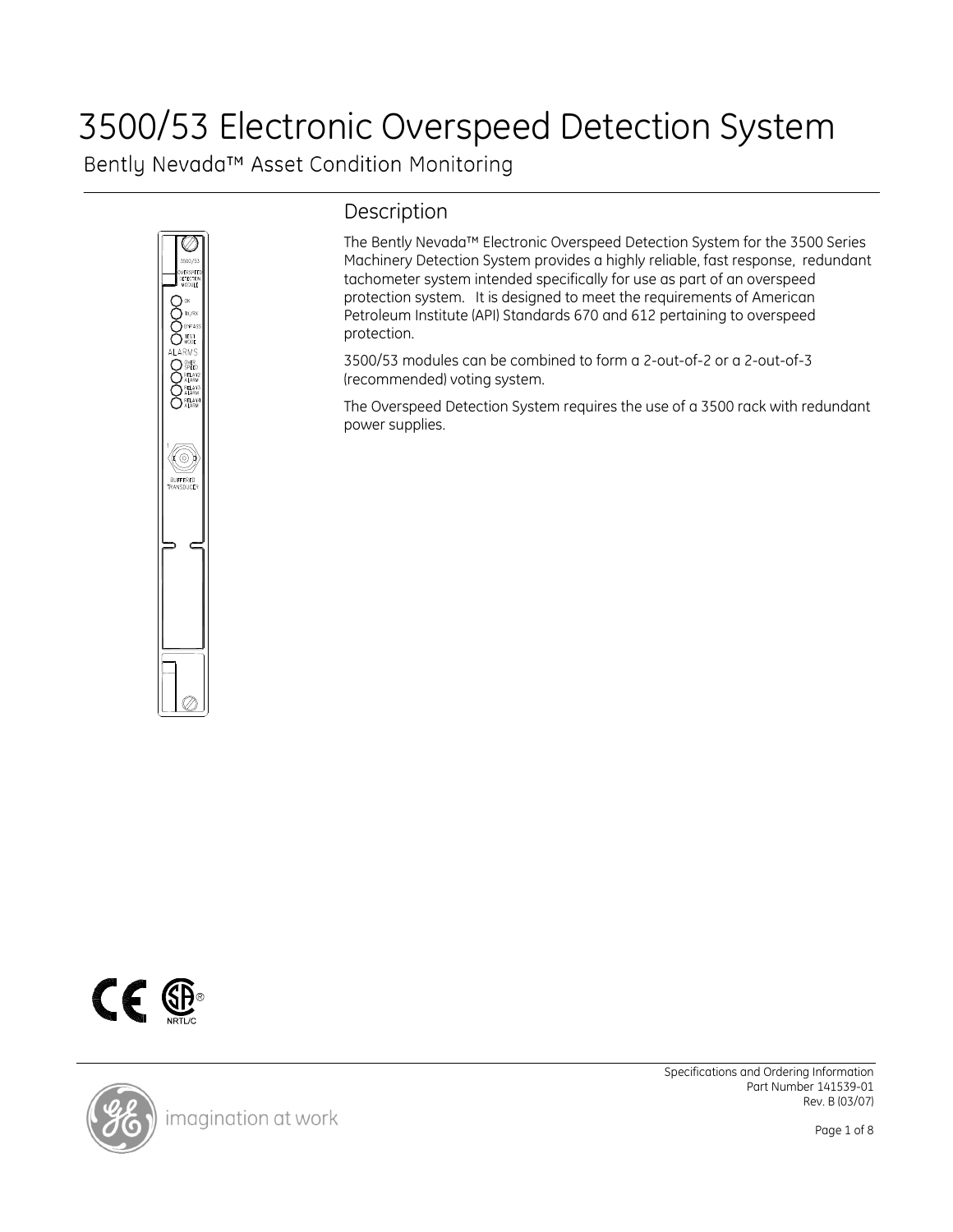# 3500/53 Electronic Overspeed Detection System

Bently Nevada™ Asset Condition Monitoring

## Description

The Bently Nevada™ Electronic Overspeed Detection System for the 3500 Series Machinery Detection System provides a highly reliable, fast response, redundant tachometer system intended specifically for use as part of an overspeed protection system. It is designed to meet the requirements of American Petroleum Institute (API) Standards 670 and 612 pertaining to overspeed protection.

3500/53 modules can be combined to form a 2-out-of-2 or a 2-out-of-3 (recommended) voting system.

The Overspeed Detection System requires the use of a 3500 rack with redundant power supplies.

Specifications and Ordering Information
Part Number 141539-01
Rev. B (03/07)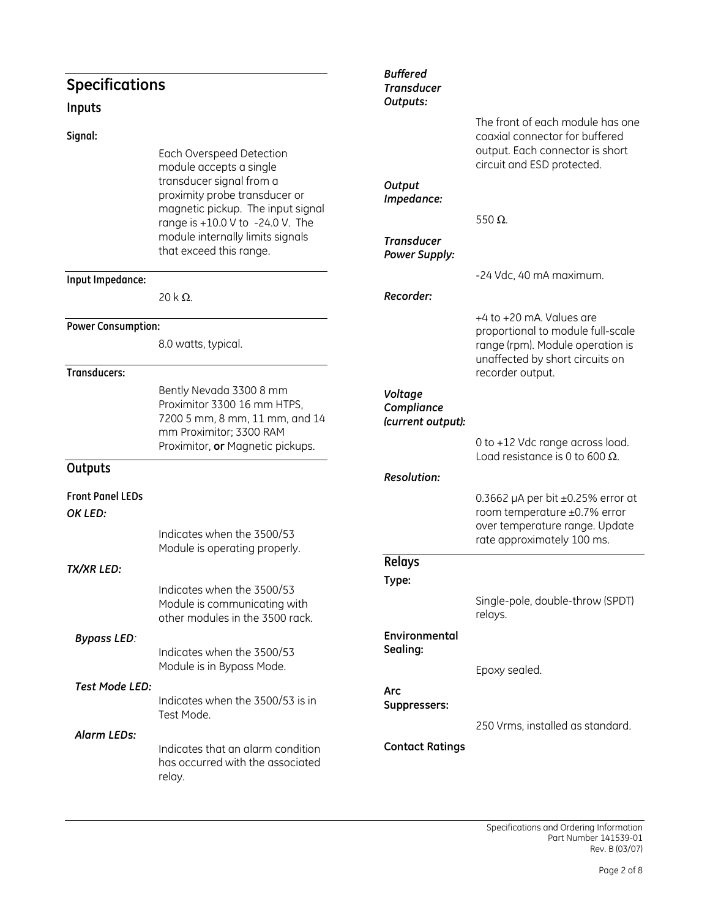# Specifications

## Inputs

**Signal:**

Each Overspeed Detection module accepts a single transducer signal from a proximity probe transducer or magnetic pickup. The input signal range is +10.0 V to -24.0 V. The module internally limits signals that exceed this range.

**Input Impedance:**

20 k Ω.

**Power Consumption:**

8.0 watts, typical.

**Transducers:**

Bently Nevada 3300 8 mm Proximitor 3300 16 mm HTPS, 7200 5 mm, 8 mm, 11 mm, and 14 mm Proximitor; 3300 RAM Proximitor, **or** Magnetic pickups.

## Outputs

**Front Panel LEDs**

***OK LED:***

Indicates when the 3500/53 Module is operating properly.

***TX/XR LED:***

Indicates when the 3500/53 Module is communicating with other modules in the 3500 rack.

***Bypass LED:***

Indicates when the 3500/53 Module is in Bypass Mode.

***Test Mode LED:***

Indicates when the 3500/53 is in Test Mode.

***Alarm LEDs:***

Indicates that an alarm condition has occurred with the associated relay.

***Buffered Transducer Outputs:***

The front of each module has one coaxial connector for buffered output. Each connector is short circuit and ESD protected.

***Output Impedance:***

550 Ω.

***Transducer Power Supply:***

-24 Vdc, 40 mA maximum.

***Recorder:***

+4 to +20 mA. Values are proportional to module full-scale range (rpm). Module operation is unaffected by short circuits on recorder output.

***Voltage Compliance (current output):***

0 to +12 Vdc range across load. Load resistance is 0 to 600 Ω.

***Resolution:***

0.3662 µA per bit ±0.25% error at room temperature ±0.7% error over temperature range. Update rate approximately 100 ms.

## Relays

**Type:**

Single-pole, double-throw (SPDT) relays.

**Environmental Sealing:**

Epoxy sealed.

**Arc Suppressers:**

250 Vrms, installed as standard.

**Contact Ratings**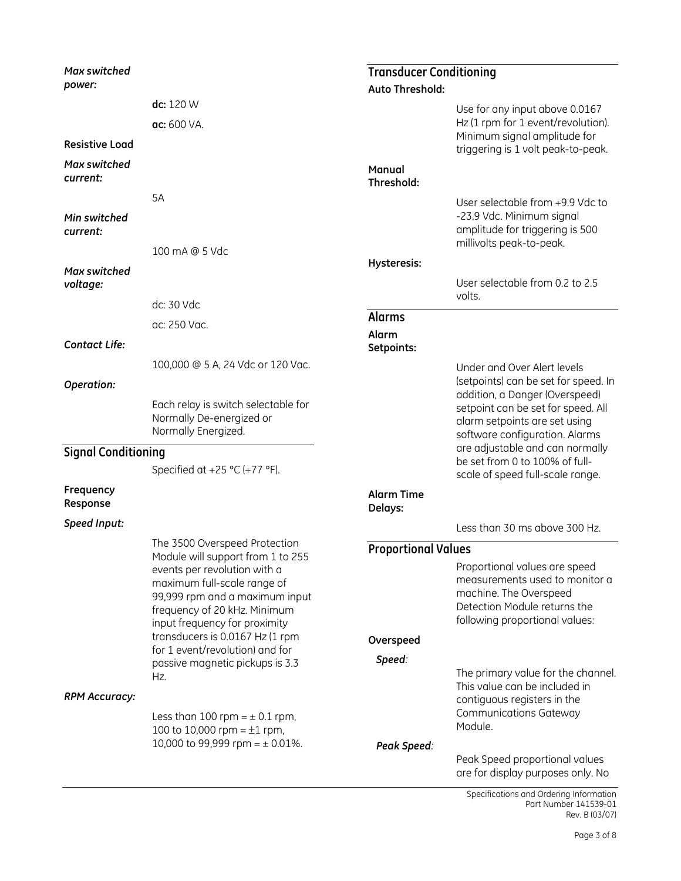*Max switched power:*

**dc:** 120 W

**ac:** 600 VA.

**Resistive Load**

*Max switched current:*

5A

*Min switched current:*

100 mA @ 5 Vdc

*Max switched voltage:*

dc: 30 Vdc

ac: 250 Vac.

*Contact Life:*

100,000 @ 5 A, 24 Vdc or 120 Vac.

*Operation:*

Each relay is switch selectable for Normally De-energized or Normally Energized.

## Signal Conditioning

Specified at +25 °C (+77 °F).

**Frequency Response**

*Speed Input:*

The 3500 Overspeed Protection Module will support from 1 to 255 events per revolution with a maximum full-scale range of 99,999 rpm and a maximum input frequency of 20 kHz. Minimum input frequency for proximity transducers is 0.0167 Hz (1 rpm for 1 event/revolution) and for passive magnetic pickups is 3.3 Hz.

*RPM Accuracy:*

Less than 100 rpm = ± 0.1 rpm,
100 to 10,000 rpm = ±1 rpm,
10,000 to 99,999 rpm = ± 0.01%.

## Transducer Conditioning

**Auto Threshold:**

Use for any input above 0.0167 Hz (1 rpm for 1 event/revolution). Minimum signal amplitude for triggering is 1 volt peak-to-peak.

**Manual Threshold:**

User selectable from +9.9 Vdc to -23.9 Vdc. Minimum signal amplitude for triggering is 500 millivolts peak-to-peak.

**Hysteresis:**

User selectable from 0.2 to 2.5 volts.

## Alarms

**Alarm Setpoints:**

Under and Over Alert levels (setpoints) can be set for speed. In addition, a Danger (Overspeed) setpoint can be set for speed. All alarm setpoints are set using software configuration. Alarms are adjustable and can normally be set from 0 to 100% of full-scale of speed full-scale range.

**Alarm Time Delays:**

Less than 30 ms above 300 Hz.

## Proportional Values

Proportional values are speed measurements used to monitor a machine. The Overspeed Detection Module returns the following proportional values:

**Overspeed**

*Speed:*

The primary value for the channel. This value can be included in contiguous registers in the Communications Gateway Module.

*Peak Speed:*

Peak Speed proportional values are for display purposes only. No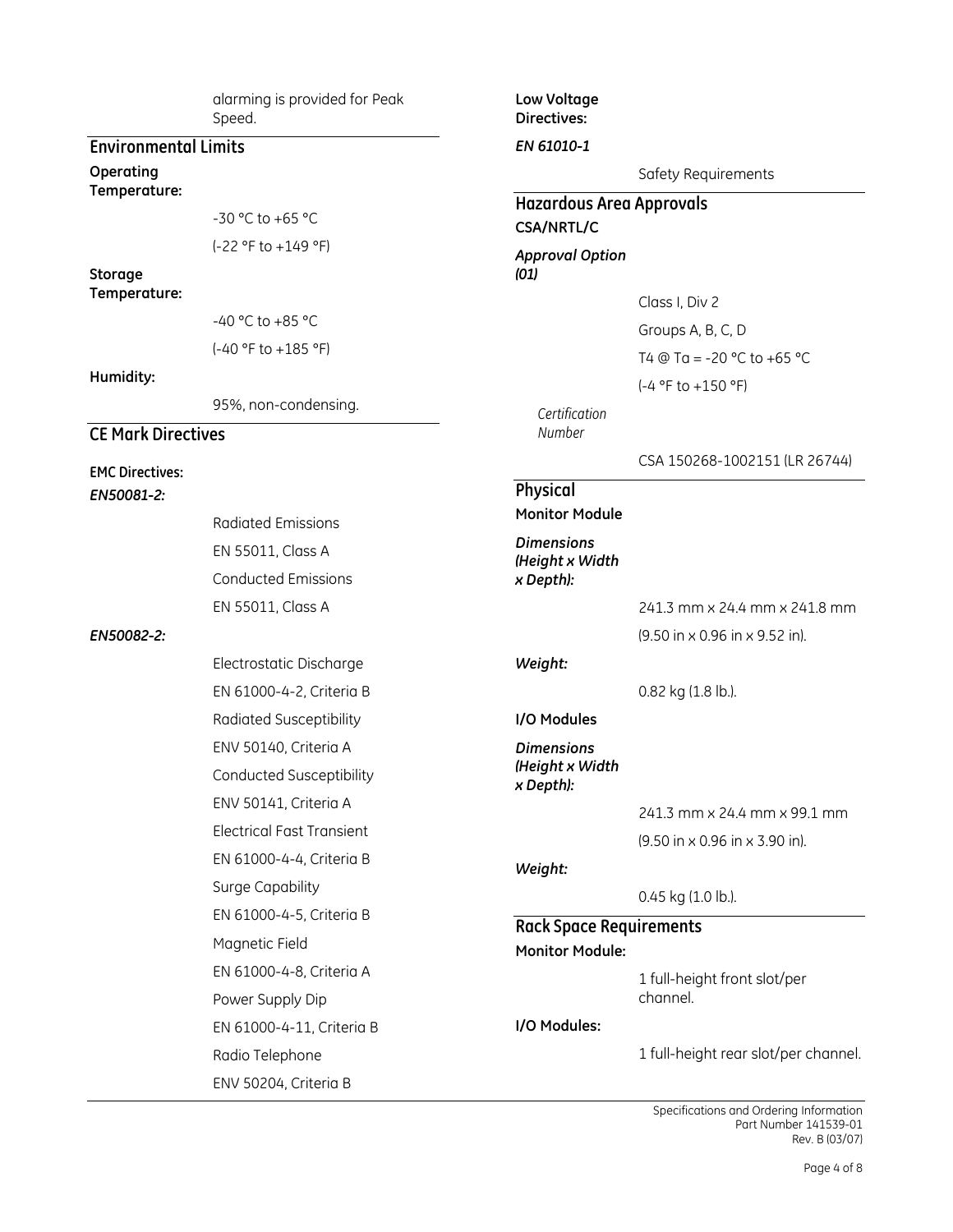alarming is provided for Peak Speed.

## Environmental Limits

**Operating Temperature:**

-30 °C to +65 °C

(-22 °F to +149 °F)

**Storage Temperature:**

-40 °C to +85 °C

(-40 °F to +185 °F)

**Humidity:**

95%, non-condensing.

## CE Mark Directives

**EMC Directives:**

***EN50081-2:***

Radiated Emissions

EN 55011, Class A

Conducted Emissions

EN 55011, Class A

***EN50082-2:***

Electrostatic Discharge

EN 61000-4-2, Criteria B

Radiated Susceptibility

ENV 50140, Criteria A

Conducted Susceptibility

ENV 50141, Criteria A

Electrical Fast Transient

EN 61000-4-4, Criteria B

Surge Capability

EN 61000-4-5, Criteria B

Magnetic Field

EN 61000-4-8, Criteria A

Power Supply Dip

EN 61000-4-11, Criteria B

Radio Telephone

ENV 50204, Criteria B

**Low Voltage Directives:**

***EN 61010-1***

Safety Requirements

## Hazardous Area Approvals

**CSA/NRTL/C**

***Approval Option (01)***

Class I, Div 2

Groups A, B, C, D

T4 @ Ta = -20 °C to +65 °C

(-4 °F to +150 °F)

*Certification Number*

CSA 150268-1002151 (LR 26744)

## Physical

**Monitor Module**

***Dimensions (Height x Width x Depth):***

241.3 mm x 24.4 mm x 241.8 mm

(9.50 in x 0.96 in x 9.52 in).

***Weight:***

0.82 kg (1.8 lb.).

**I/O Modules**

***Dimensions (Height x Width x Depth):***

241.3 mm x 24.4 mm x 99.1 mm

(9.50 in x 0.96 in x 3.90 in).

***Weight:***

0.45 kg (1.0 lb.).

## Rack Space Requirements

**Monitor Module:**

1 full-height front slot/per channel.

**I/O Modules:**

1 full-height rear slot/per channel.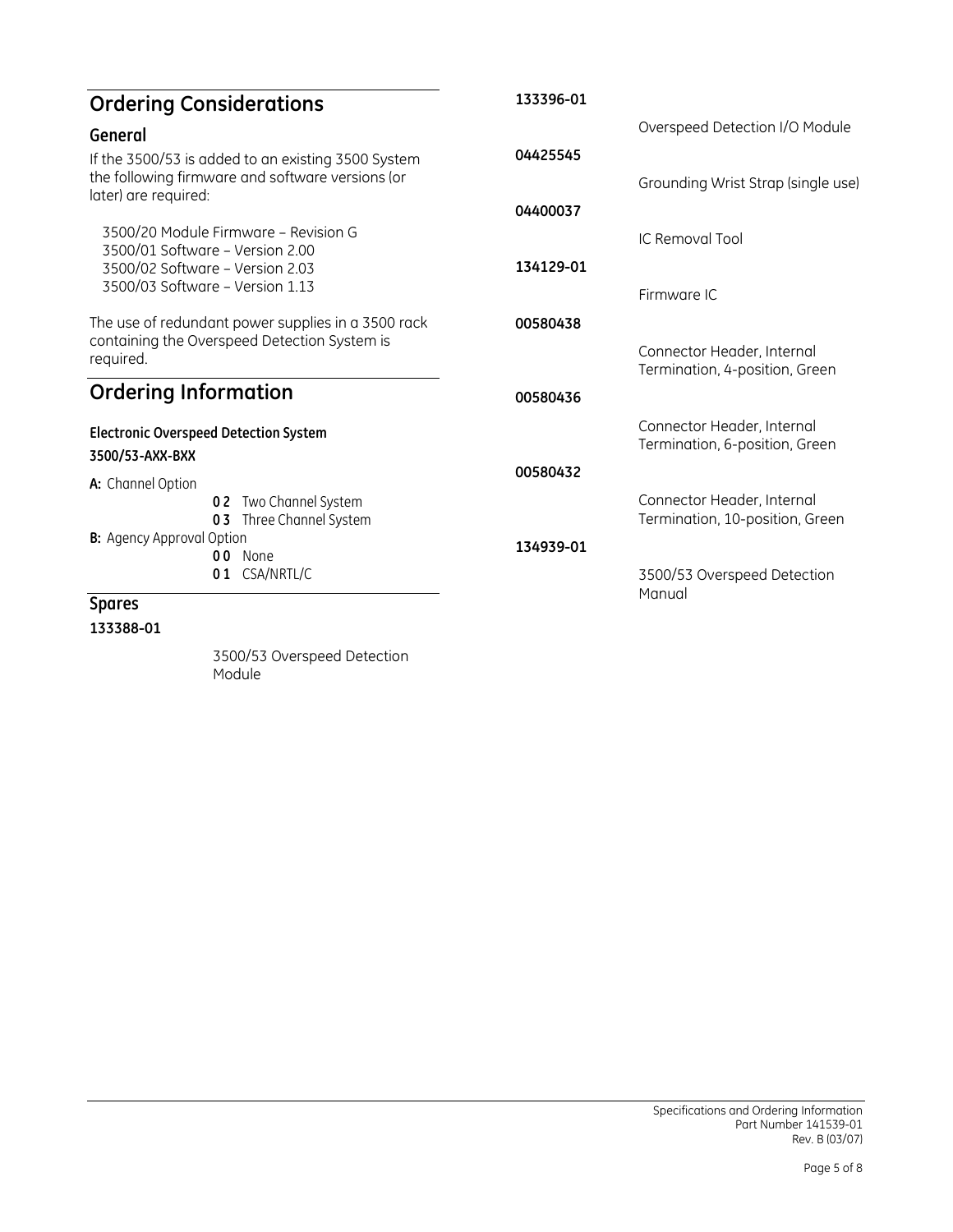## Ordering Considerations

### General

If the 3500/53 is added to an existing 3500 System the following firmware and software versions (or later) are required:

3500/20 Module Firmware – Revision G
3500/01 Software – Version 2.00
3500/02 Software – Version 2.03
3500/03 Software – Version 1.13

The use of redundant power supplies in a 3500 rack containing the Overspeed Detection System is required.

## Ordering Information

**Electronic Overspeed Detection System**

**3500/53-AXX-BXX**

**A:** Channel Option
- **0 2** Two Channel System
- **0 3** Three Channel System

**B:** Agency Approval Option
- **0 0** None
- **0 1** CSA/NRTL/C

### Spares

**133388-01**

3500/53 Overspeed Detection Module

**133396-01**

Overspeed Detection I/O Module

**04425545**

Grounding Wrist Strap (single use)

**04400037**

IC Removal Tool

**134129-01**

Firmware IC

**00580438**

Connector Header, Internal Termination, 4-position, Green

**00580436**

Connector Header, Internal Termination, 6-position, Green

**00580432**

Connector Header, Internal Termination, 10-position, Green

**134939-01**

3500/53 Overspeed Detection Manual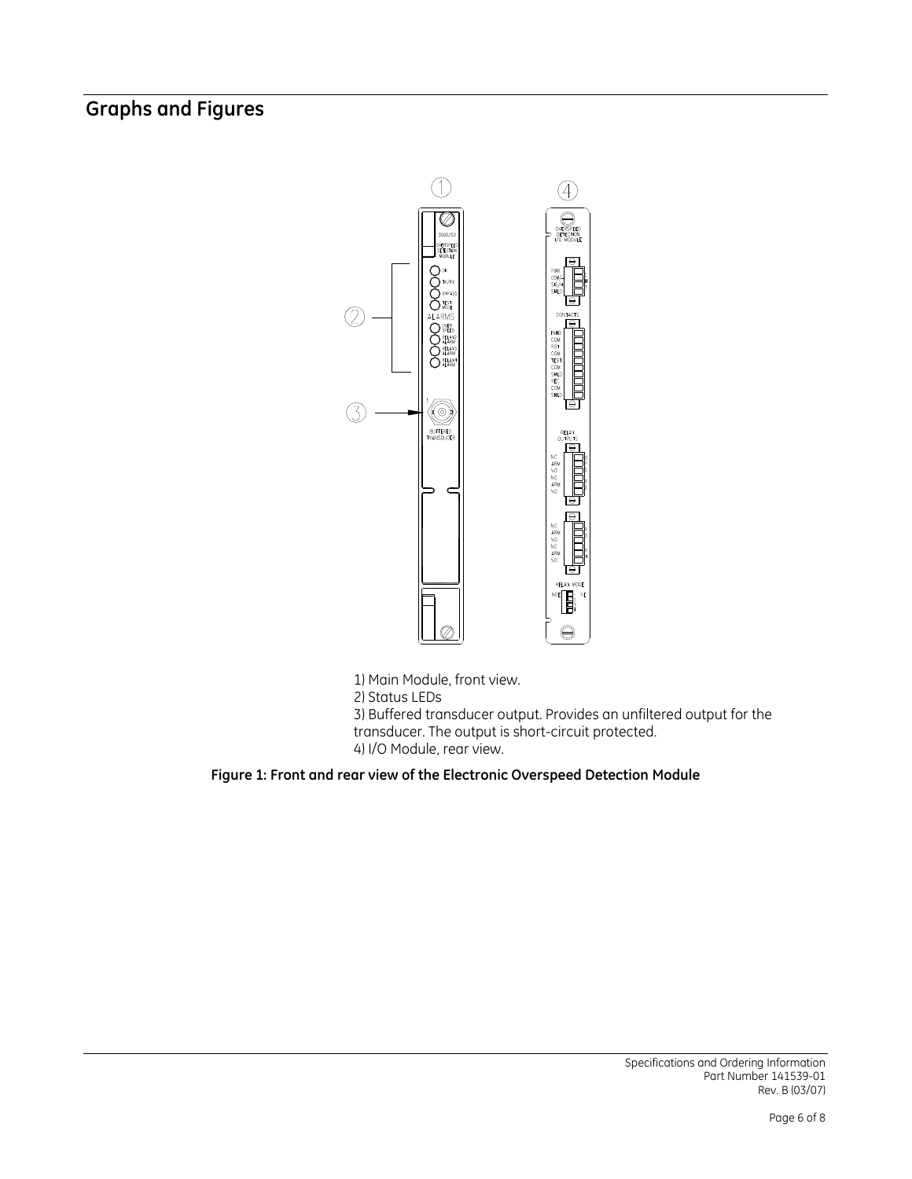## Graphs and Figures

1) Main Module, front view.

2) Status LEDs

3) Buffered transducer output. Provides an unfiltered output for the transducer. The output is short-circuit protected.

4) I/O Module, rear view.

**Figure 1: Front and rear view of the Electronic Overspeed Detection Module**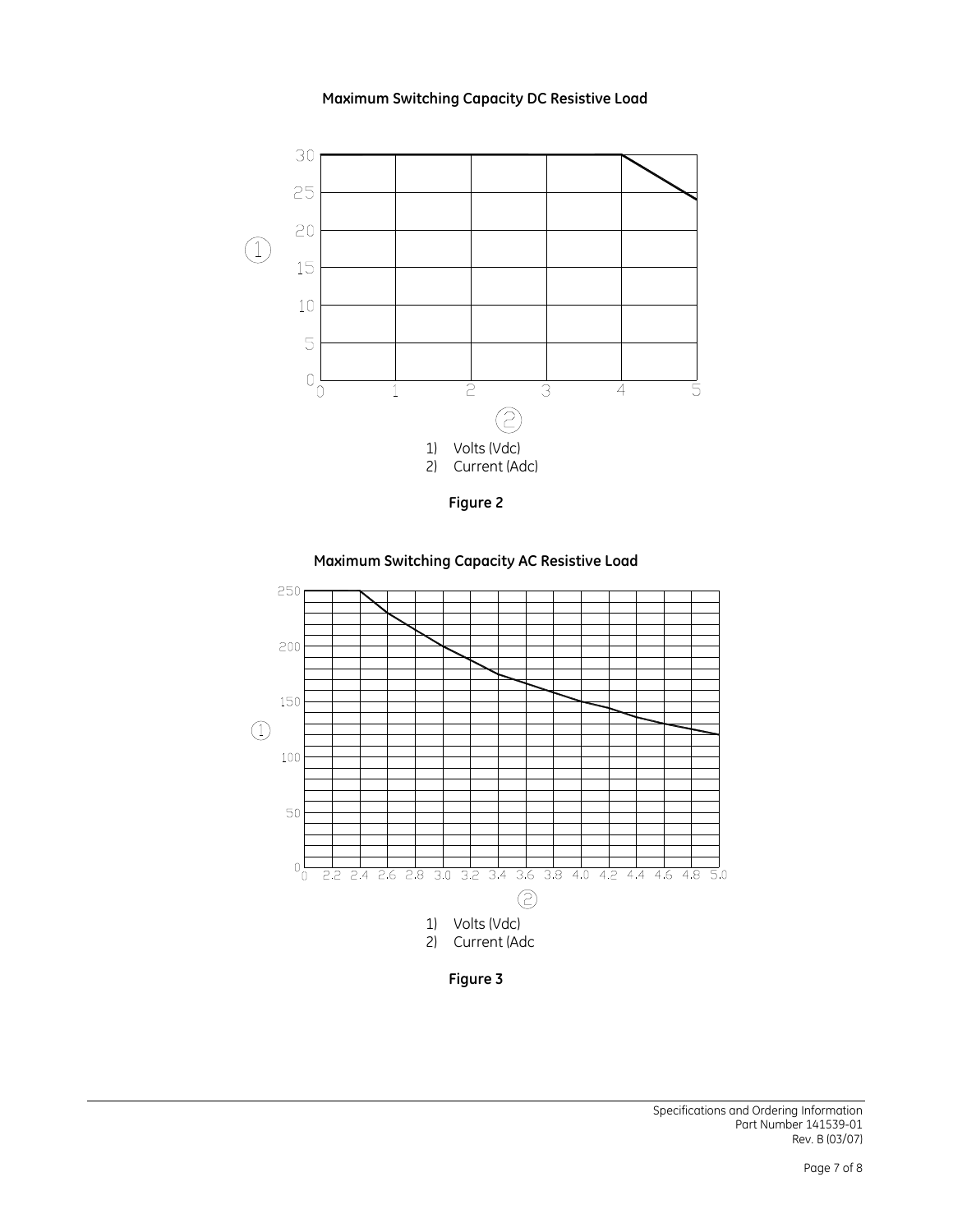**Maximum Switching Capacity DC Resistive Load**

1) Volts (Vdc)
2) Current (Adc)

**Figure 2**

**Maximum Switching Capacity AC Resistive Load**

1) Volts (Vdc)
2) Current (Adc

**Figure 3**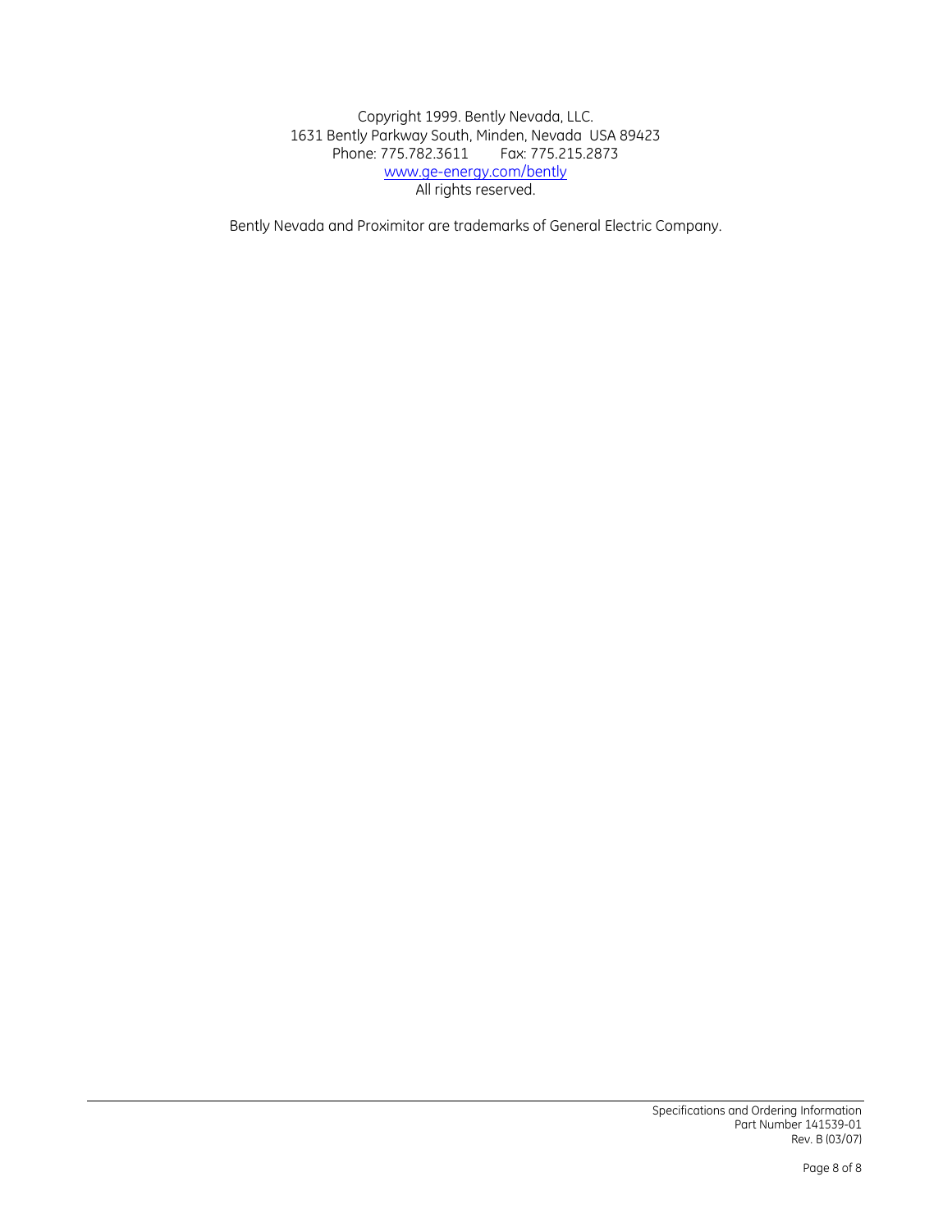Copyright 1999. Bently Nevada, LLC.  
1631 Bently Parkway South, Minden, Nevada USA 89423  
Phone: 775.782.3611 Fax: 775.215.2873  
www.ge-energy.com/bently  
All rights reserved.

Bently Nevada and Proximitor are trademarks of General Electric Company.